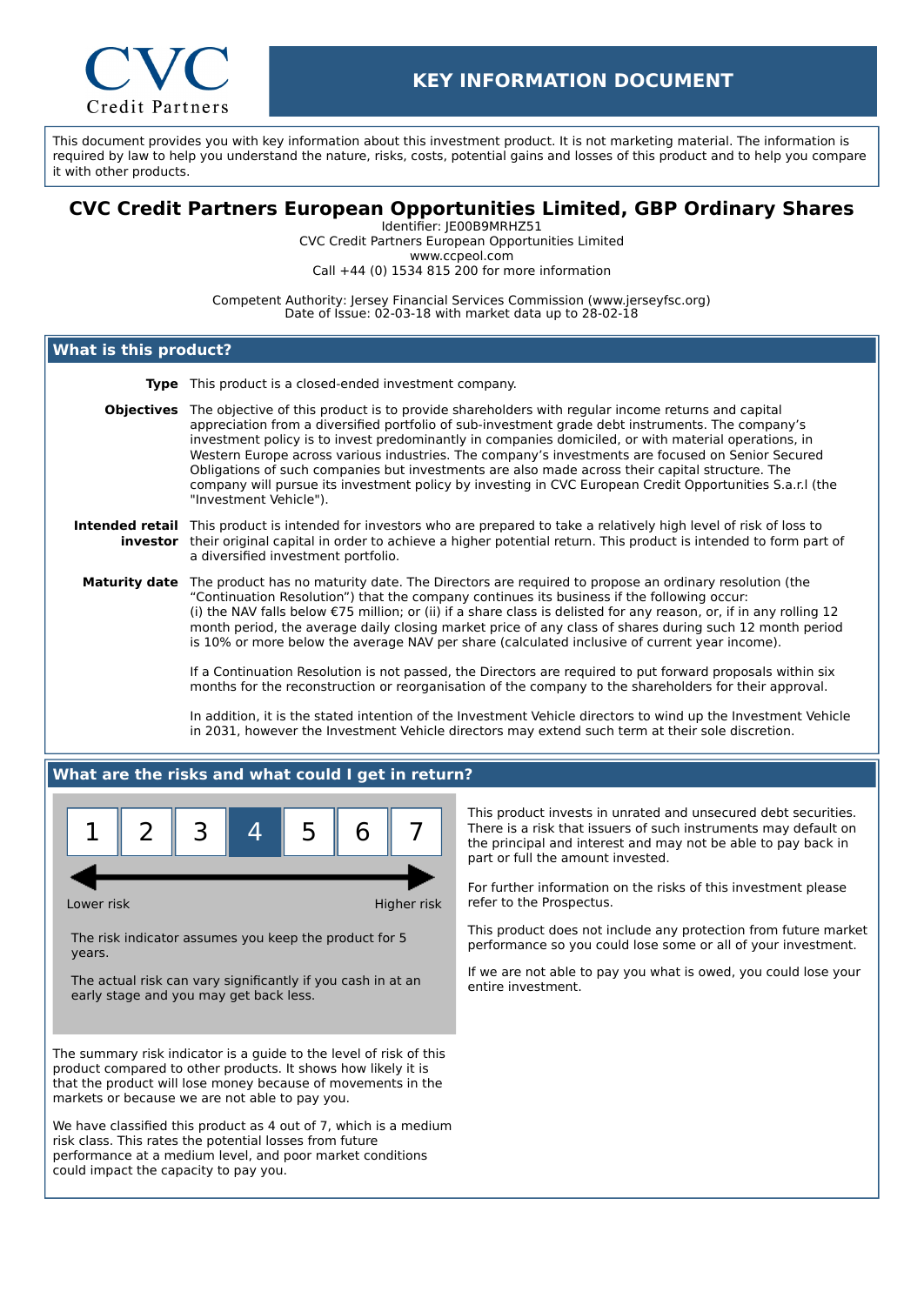# KEY INFORMATION DOCUMENT

This document provides you with key information about this investment product. It is not marketing material. The information is required by law to help you understand the nature, risks, costs, potential gains and losses of this product and to help you compare it with other products.

## CVC Credit Partners European Opportunities Limited, GBP Ordinary Shares

Identifier: JE00B9MRHZ51
CVC Credit Partners European Opportunities Limited
www.ccpeol.com
Call +44 (0) 1534 815 200 for more information

Competent Authority: Jersey Financial Services Commission (www.jerseyfsc.org)
Date of Issue: 02-03-18 with market data up to 28-02-18

## What is this product?

**Type** This product is a closed-ended investment company.

**Objectives** The objective of this product is to provide shareholders with regular income returns and capital appreciation from a diversified portfolio of sub-investment grade debt instruments. The company's investment policy is to invest predominantly in companies domiciled, or with material operations, in Western Europe across various industries. The company's investments are focused on Senior Secured Obligations of such companies but investments are also made across their capital structure. The company will pursue its investment policy by investing in CVC European Credit Opportunities S.a.r.l (the "Investment Vehicle").

**Intended retail investor** This product is intended for investors who are prepared to take a relatively high level of risk of loss to their original capital in order to achieve a higher potential return. This product is intended to form part of a diversified investment portfolio.

**Maturity date** The product has no maturity date. The Directors are required to propose an ordinary resolution (the "Continuation Resolution") that the company continues its business if the following occur:
(i) the NAV falls below €75 million; or (ii) if a share class is delisted for any reason, or, if in any rolling 12 month period, the average daily closing market price of any class of shares during such 12 month period is 10% or more below the average NAV per share (calculated inclusive of current year income).

If a Continuation Resolution is not passed, the Directors are required to put forward proposals within six months for the reconstruction or reorganisation of the company to the shareholders for their approval.

In addition, it is the stated intention of the Investment Vehicle directors to wind up the Investment Vehicle in 2031, however the Investment Vehicle directors may extend such term at their sole discretion.

## What are the risks and what could I get in return?

| 1 | 2 | 3 | **4** | 5 | 6 | 7 |
|---|---|---|---|---|---|---|

Lower risk ← → Higher risk

The risk indicator assumes you keep the product for 5 years.

The actual risk can vary significantly if you cash in at an early stage and you may get back less.

The summary risk indicator is a guide to the level of risk of this product compared to other products. It shows how likely it is that the product will lose money because of movements in the markets or because we are not able to pay you.

We have classified this product as 4 out of 7, which is a medium risk class. This rates the potential losses from future performance at a medium level, and poor market conditions could impact the capacity to pay you.

This product invests in unrated and unsecured debt securities. There is a risk that issuers of such instruments may default on the principal and interest and may not be able to pay back in part or full the amount invested.

For further information on the risks of this investment please refer to the Prospectus.

This product does not include any protection from future market performance so you could lose some or all of your investment.

If we are not able to pay you what is owed, you could lose your entire investment.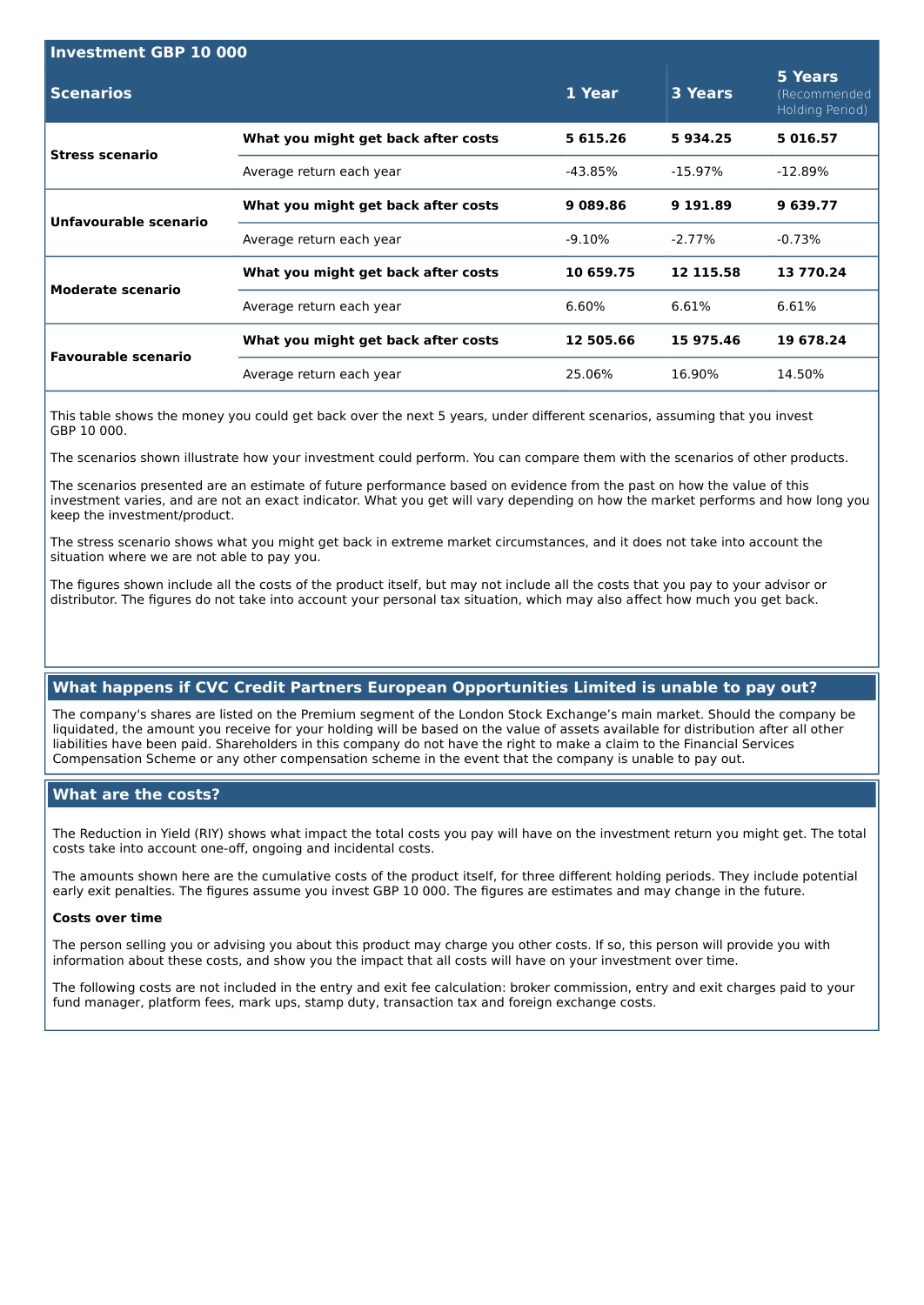| Investment GBP 10 000 | | | | |
|---|---|---|---|---|
| **Scenarios** | | **1 Year** | **3 Years** | **5 Years** (Recommended Holding Period) |
| **Stress scenario** | **What you might get back after costs** | **5 615.26** | **5 934.25** | **5 016.57** |
| | Average return each year | -43.85% | -15.97% | -12.89% |
| **Unfavourable scenario** | **What you might get back after costs** | **9 089.86** | **9 191.89** | **9 639.77** |
| | Average return each year | -9.10% | -2.77% | -0.73% |
| **Moderate scenario** | **What you might get back after costs** | **10 659.75** | **12 115.58** | **13 770.24** |
| | Average return each year | 6.60% | 6.61% | 6.61% |
| **Favourable scenario** | **What you might get back after costs** | **12 505.66** | **15 975.46** | **19 678.24** |
| | Average return each year | 25.06% | 16.90% | 14.50% |

This table shows the money you could get back over the next 5 years, under different scenarios, assuming that you invest GBP 10 000.

The scenarios shown illustrate how your investment could perform. You can compare them with the scenarios of other products.

The scenarios presented are an estimate of future performance based on evidence from the past on how the value of this investment varies, and are not an exact indicator. What you get will vary depending on how the market performs and how long you keep the investment/product.

The stress scenario shows what you might get back in extreme market circumstances, and it does not take into account the situation where we are not able to pay you.

The figures shown include all the costs of the product itself, but may not include all the costs that you pay to your advisor or distributor. The figures do not take into account your personal tax situation, which may also affect how much you get back.

## What happens if CVC Credit Partners European Opportunities Limited is unable to pay out?

The company's shares are listed on the Premium segment of the London Stock Exchange's main market. Should the company be liquidated, the amount you receive for your holding will be based on the value of assets available for distribution after all other liabilities have been paid. Shareholders in this company do not have the right to make a claim to the Financial Services Compensation Scheme or any other compensation scheme in the event that the company is unable to pay out.

## What are the costs?

The Reduction in Yield (RIY) shows what impact the total costs you pay will have on the investment return you might get. The total costs take into account one-off, ongoing and incidental costs.

The amounts shown here are the cumulative costs of the product itself, for three different holding periods. They include potential early exit penalties. The figures assume you invest GBP 10 000. The figures are estimates and may change in the future.

**Costs over time**

The person selling you or advising you about this product may charge you other costs. If so, this person will provide you with information about these costs, and show you the impact that all costs will have on your investment over time.

The following costs are not included in the entry and exit fee calculation: broker commission, entry and exit charges paid to your fund manager, platform fees, mark ups, stamp duty, transaction tax and foreign exchange costs.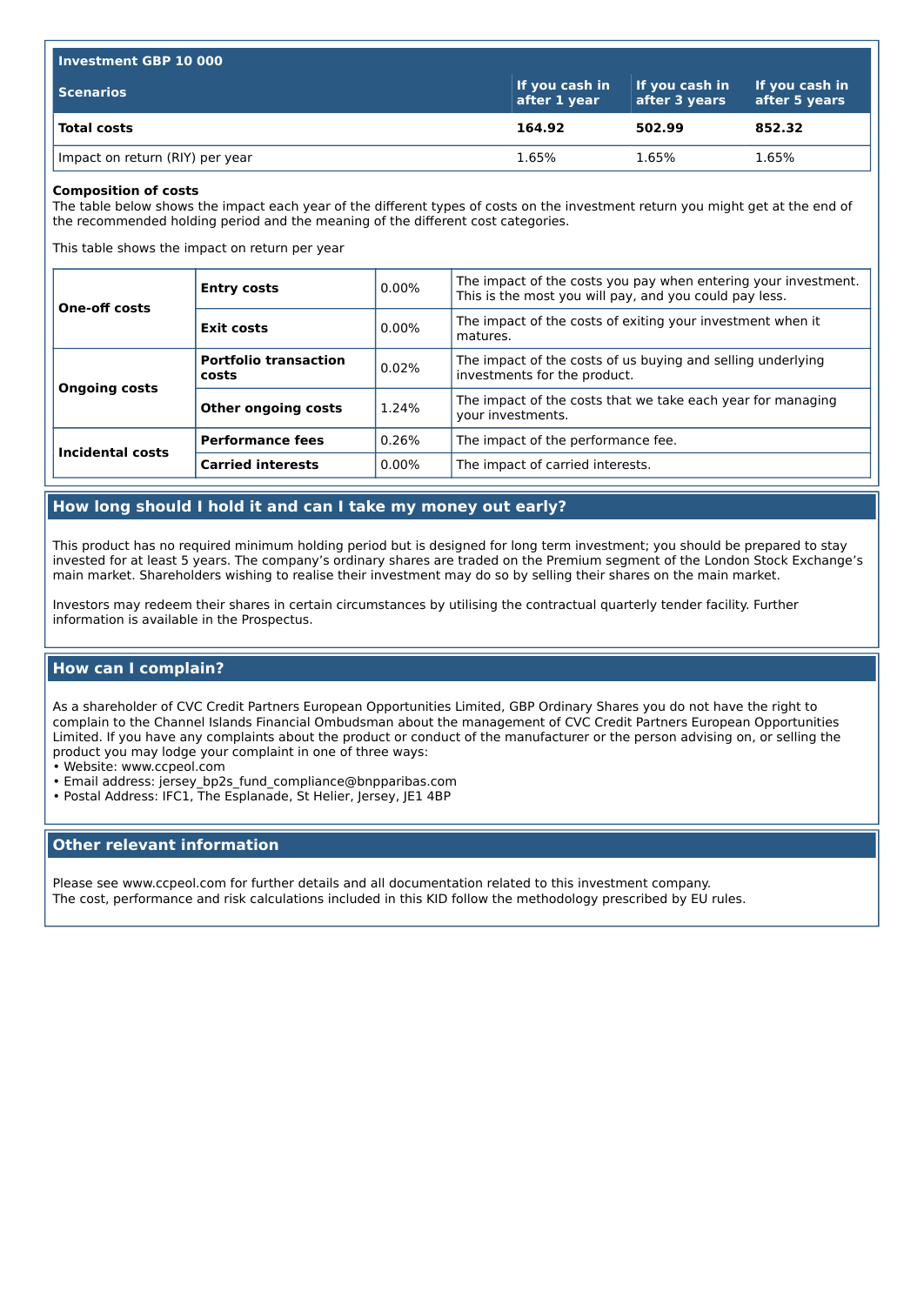| Investment GBP 10 000 | | | |
|---|---|---|---|
| **Scenarios** | **If you cash in after 1 year** | **If you cash in after 3 years** | **If you cash in after 5 years** |
| **Total costs** | **164.92** | **502.99** | **852.32** |
| Impact on return (RIY) per year | 1.65% | 1.65% | 1.65% |

**Composition of costs**
The table below shows the impact each year of the different types of costs on the investment return you might get at the end of the recommended holding period and the meaning of the different cost categories.

This table shows the impact on return per year

| | | | |
|---|---|---|---|
| **One-off costs** | **Entry costs** | 0.00% | The impact of the costs you pay when entering your investment. This is the most you will pay, and you could pay less. |
| | **Exit costs** | 0.00% | The impact of the costs of exiting your investment when it matures. |
| **Ongoing costs** | **Portfolio transaction costs** | 0.02% | The impact of the costs of us buying and selling underlying investments for the product. |
| | **Other ongoing costs** | 1.24% | The impact of the costs that we take each year for managing your investments. |
| **Incidental costs** | **Performance fees** | 0.26% | The impact of the performance fee. |
| | **Carried interests** | 0.00% | The impact of carried interests. |

## How long should I hold it and can I take my money out early?

This product has no required minimum holding period but is designed for long term investment; you should be prepared to stay invested for at least 5 years. The company's ordinary shares are traded on the Premium segment of the London Stock Exchange's main market. Shareholders wishing to realise their investment may do so by selling their shares on the main market.

Investors may redeem their shares in certain circumstances by utilising the contractual quarterly tender facility. Further information is available in the Prospectus.

## How can I complain?

As a shareholder of CVC Credit Partners European Opportunities Limited, GBP Ordinary Shares you do not have the right to complain to the Channel Islands Financial Ombudsman about the management of CVC Credit Partners European Opportunities Limited. If you have any complaints about the product or conduct of the manufacturer or the person advising on, or selling the product you may lodge your complaint in one of three ways:

- Website: www.ccpeol.com
- Email address: jersey_bp2s_fund_compliance@bnpparibas.com
- Postal Address: IFC1, The Esplanade, St Helier, Jersey, JE1 4BP

## Other relevant information

Please see www.ccpeol.com for further details and all documentation related to this investment company.
The cost, performance and risk calculations included in this KID follow the methodology prescribed by EU rules.